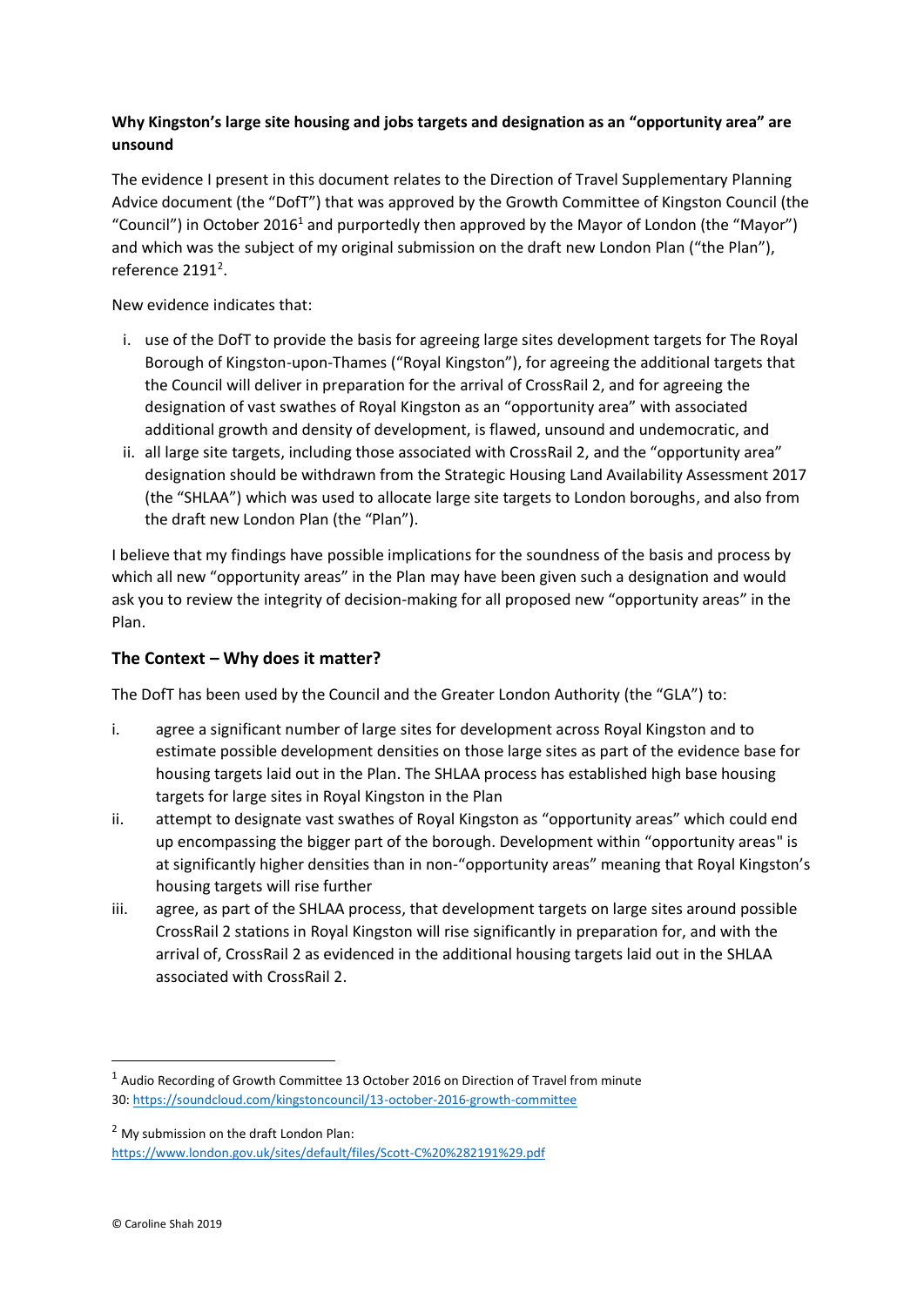**Why Kingston's large site housing and jobs targets and designation as an "opportunity area" are unsound**

The evidence I present in this document relates to the Direction of Travel Supplementary Planning Advice document (the "DofT") that was approved by the Growth Committee of Kingston Council (the "Council") in October 2016[1] and purportedly then approved by the Mayor of London (the "Mayor") and which was the subject of my original submission on the draft new London Plan ("the Plan"), reference 2191[2].

New evidence indicates that:

i. use of the DofT to provide the basis for agreeing large sites development targets for The Royal Borough of Kingston-upon-Thames ("Royal Kingston"), for agreeing the additional targets that the Council will deliver in preparation for the arrival of CrossRail 2, and for agreeing the designation of vast swathes of Royal Kingston as an "opportunity area" with associated additional growth and density of development, is flawed, unsound and undemocratic, and
ii. all large site targets, including those associated with CrossRail 2, and the "opportunity area" designation should be withdrawn from the Strategic Housing Land Availability Assessment 2017 (the "SHLAA") which was used to allocate large site targets to London boroughs, and also from the draft new London Plan (the "Plan").

I believe that my findings have possible implications for the soundness of the basis and process by which all new "opportunity areas" in the Plan may have been given such a designation and would ask you to review the integrity of decision-making for all proposed new "opportunity areas" in the Plan.

## The Context – Why does it matter?

The DofT has been used by the Council and the Greater London Authority (the "GLA") to:

i. agree a significant number of large sites for development across Royal Kingston and to estimate possible development densities on those large sites as part of the evidence base for housing targets laid out in the Plan. The SHLAA process has established high base housing targets for large sites in Royal Kingston in the Plan
ii. attempt to designate vast swathes of Royal Kingston as "opportunity areas" which could end up encompassing the bigger part of the borough. Development within "opportunity areas" is at significantly higher densities than in non-"opportunity areas" meaning that Royal Kingston's housing targets will rise further
iii. agree, as part of the SHLAA process, that development targets on large sites around possible CrossRail 2 stations in Royal Kingston will rise significantly in preparation for, and with the arrival of, CrossRail 2 as evidenced in the additional housing targets laid out in the SHLAA associated with CrossRail 2.

---

[1] Audio Recording of Growth Committee 13 October 2016 on Direction of Travel from minute 30: https://soundcloud.com/kingstoncouncil/13-october-2016-growth-committee

[2] My submission on the draft London Plan: https://www.london.gov.uk/sites/default/files/Scott-C%20%282191%29.pdf

© Caroline Shah 2019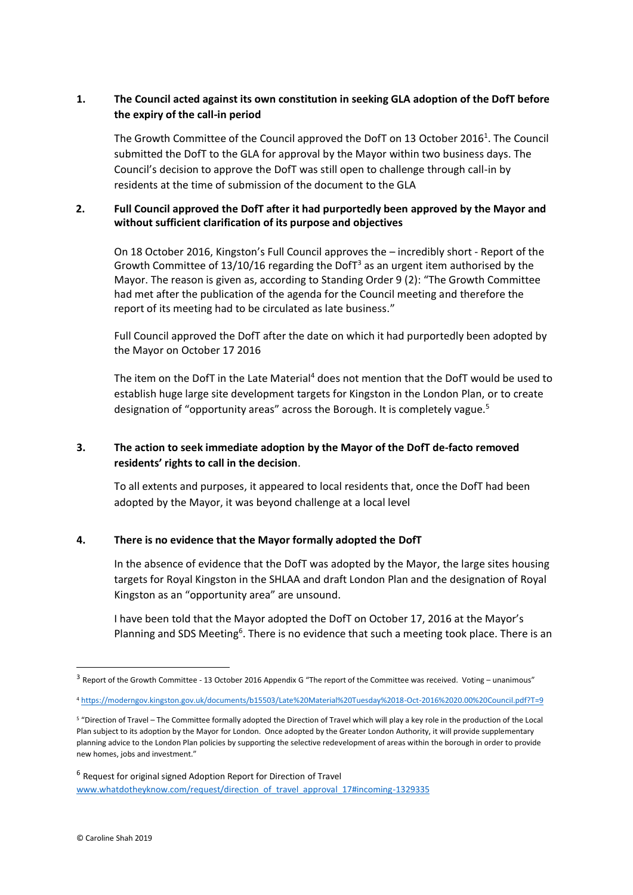## 1. The Council acted against its own constitution in seeking GLA adoption of the DofT before the expiry of the call-in period

The Growth Committee of the Council approved the DofT on 13 October 2016[1]. The Council submitted the DofT to the GLA for approval by the Mayor within two business days. The Council's decision to approve the DofT was still open to challenge through call-in by residents at the time of submission of the document to the GLA

## 2. Full Council approved the DofT after it had purportedly been approved by the Mayor and without sufficient clarification of its purpose and objectives

On 18 October 2016, Kingston's Full Council approves the – incredibly short - Report of the Growth Committee of 13/10/16 regarding the DofT[3] as an urgent item authorised by the Mayor. The reason is given as, according to Standing Order 9 (2): "The Growth Committee had met after the publication of the agenda for the Council meeting and therefore the report of its meeting had to be circulated as late business."

Full Council approved the DofT after the date on which it had purportedly been adopted by the Mayor on October 17 2016

The item on the DofT in the Late Material[4] does not mention that the DofT would be used to establish huge large site development targets for Kingston in the London Plan, or to create designation of "opportunity areas" across the Borough. It is completely vague.[5]

## 3. The action to seek immediate adoption by the Mayor of the DofT de-facto removed residents' rights to call in the decision.

To all extents and purposes, it appeared to local residents that, once the DofT had been adopted by the Mayor, it was beyond challenge at a local level

## 4. There is no evidence that the Mayor formally adopted the DofT

In the absence of evidence that the DofT was adopted by the Mayor, the large sites housing targets for Royal Kingston in the SHLAA and draft London Plan and the designation of Royal Kingston as an "opportunity area" are unsound.

I have been told that the Mayor adopted the DofT on October 17, 2016 at the Mayor's Planning and SDS Meeting[6]. There is no evidence that such a meeting took place. There is an

---

[3] Report of the Growth Committee - 13 October 2016 Appendix G "The report of the Committee was received. Voting – unanimous"

[4] https://moderngov.kingston.gov.uk/documents/b15503/Late%20Material%20Tuesday%2018-Oct-2016%2020.00%20Council.pdf?T=9

[5] "Direction of Travel – The Committee formally adopted the Direction of Travel which will play a key role in the production of the Local Plan subject to its adoption by the Mayor for London. Once adopted by the Greater London Authority, it will provide supplementary planning advice to the London Plan policies by supporting the selective redevelopment of areas within the borough in order to provide new homes, jobs and investment."

[6] Request for original signed Adoption Report for Direction of Travel www.whatdotheyknow.com/request/direction_of_travel_approval_17#incoming-1329335

© Caroline Shah 2019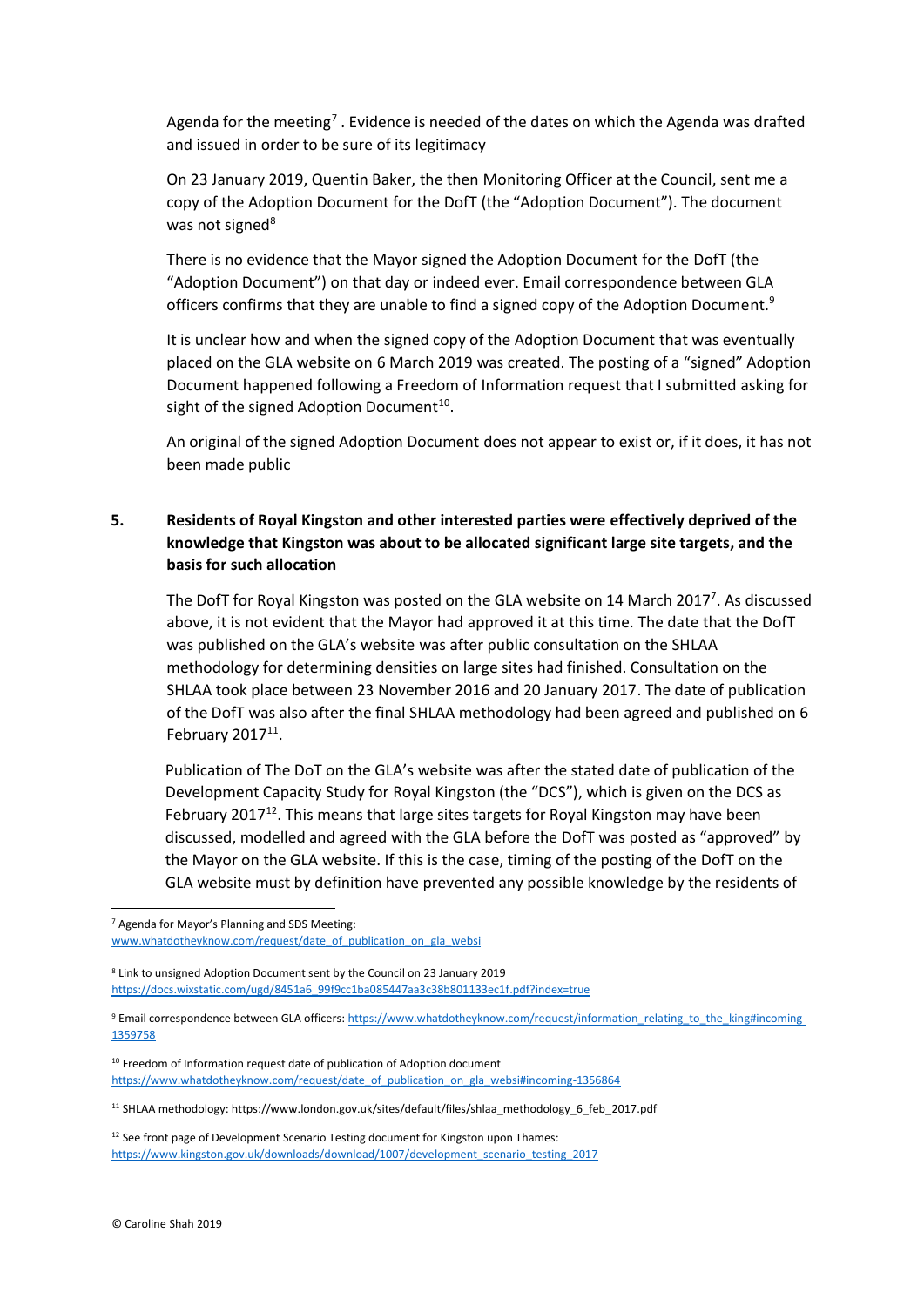Agenda for the meeting[7] . Evidence is needed of the dates on which the Agenda was drafted and issued in order to be sure of its legitimacy

On 23 January 2019, Quentin Baker, the then Monitoring Officer at the Council, sent me a copy of the Adoption Document for the DofT (the "Adoption Document"). The document was not signed[8]

There is no evidence that the Mayor signed the Adoption Document for the DofT (the "Adoption Document") on that day or indeed ever. Email correspondence between GLA officers confirms that they are unable to find a signed copy of the Adoption Document.[9]

It is unclear how and when the signed copy of the Adoption Document that was eventually placed on the GLA website on 6 March 2019 was created. The posting of a "signed" Adoption Document happened following a Freedom of Information request that I submitted asking for sight of the signed Adoption Document[10].

An original of the signed Adoption Document does not appear to exist or, if it does, it has not been made public

**5. Residents of Royal Kingston and other interested parties were effectively deprived of the knowledge that Kingston was about to be allocated significant large site targets, and the basis for such allocation**

The DofT for Royal Kingston was posted on the GLA website on 14 March 2017[7]. As discussed above, it is not evident that the Mayor had approved it at this time. The date that the DofT was published on the GLA's website was after public consultation on the SHLAA methodology for determining densities on large sites had finished. Consultation on the SHLAA took place between 23 November 2016 and 20 January 2017. The date of publication of the DofT was also after the final SHLAA methodology had been agreed and published on 6 February 2017[11].

Publication of The DoT on the GLA's website was after the stated date of publication of the Development Capacity Study for Royal Kingston (the "DCS"), which is given on the DCS as February 2017[12]. This means that large sites targets for Royal Kingston may have been discussed, modelled and agreed with the GLA before the DofT was posted as "approved" by the Mayor on the GLA website. If this is the case, timing of the posting of the DofT on the GLA website must by definition have prevented any possible knowledge by the residents of

---

[7] Agenda for Mayor's Planning and SDS Meeting: www.whatdotheyknow.com/request/date_of_publication_on_gla_websi

[8] Link to unsigned Adoption Document sent by the Council on 23 January 2019 https://docs.wixstatic.com/ugd/8451a6_99f9cc1ba085447aa3c38b801133ec1f.pdf?index=true

[9] Email correspondence between GLA officers: https://www.whatdotheyknow.com/request/information_relating_to_the_king#incoming-1359758

[10] Freedom of Information request date of publication of Adoption document https://www.whatdotheyknow.com/request/date_of_publication_on_gla_websi#incoming-1356864

[11] SHLAA methodology: https://www.london.gov.uk/sites/default/files/shlaa_methodology_6_feb_2017.pdf

[12] See front page of Development Scenario Testing document for Kingston upon Thames: https://www.kingston.gov.uk/downloads/download/1007/development_scenario_testing_2017

© Caroline Shah 2019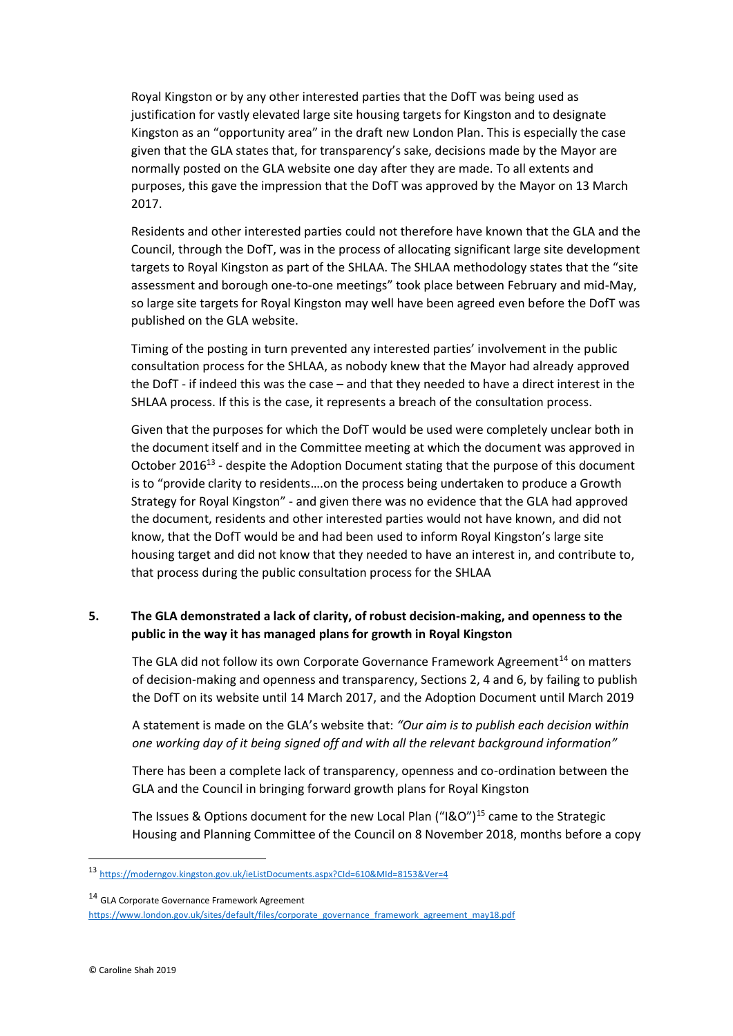Royal Kingston or by any other interested parties that the DofT was being used as justification for vastly elevated large site housing targets for Kingston and to designate Kingston as an "opportunity area" in the draft new London Plan. This is especially the case given that the GLA states that, for transparency's sake, decisions made by the Mayor are normally posted on the GLA website one day after they are made. To all extents and purposes, this gave the impression that the DofT was approved by the Mayor on 13 March 2017.

Residents and other interested parties could not therefore have known that the GLA and the Council, through the DofT, was in the process of allocating significant large site development targets to Royal Kingston as part of the SHLAA. The SHLAA methodology states that the "site assessment and borough one-to-one meetings" took place between February and mid-May, so large site targets for Royal Kingston may well have been agreed even before the DofT was published on the GLA website.

Timing of the posting in turn prevented any interested parties' involvement in the public consultation process for the SHLAA, as nobody knew that the Mayor had already approved the DofT - if indeed this was the case – and that they needed to have a direct interest in the SHLAA process. If this is the case, it represents a breach of the consultation process.

Given that the purposes for which the DofT would be used were completely unclear both in the document itself and in the Committee meeting at which the document was approved in October 2016[13] - despite the Adoption Document stating that the purpose of this document is to "provide clarity to residents….on the process being undertaken to produce a Growth Strategy for Royal Kingston" - and given there was no evidence that the GLA had approved the document, residents and other interested parties would not have known, and did not know, that the DofT would be and had been used to inform Royal Kingston's large site housing target and did not know that they needed to have an interest in, and contribute to, that process during the public consultation process for the SHLAA

**5. The GLA demonstrated a lack of clarity, of robust decision-making, and openness to the public in the way it has managed plans for growth in Royal Kingston**

The GLA did not follow its own Corporate Governance Framework Agreement[14] on matters of decision-making and openness and transparency, Sections 2, 4 and 6, by failing to publish the DofT on its website until 14 March 2017, and the Adoption Document until March 2019

A statement is made on the GLA's website that: *"Our aim is to publish each decision within one working day of it being signed off and with all the relevant background information"*

There has been a complete lack of transparency, openness and co-ordination between the GLA and the Council in bringing forward growth plans for Royal Kingston

The Issues & Options document for the new Local Plan ("I&O")[15] came to the Strategic Housing and Planning Committee of the Council on 8 November 2018, months before a copy

---

[13] https://moderngov.kingston.gov.uk/ieListDocuments.aspx?CId=610&MId=8153&Ver=4

[14] GLA Corporate Governance Framework Agreement https://www.london.gov.uk/sites/default/files/corporate_governance_framework_agreement_may18.pdf

© Caroline Shah 2019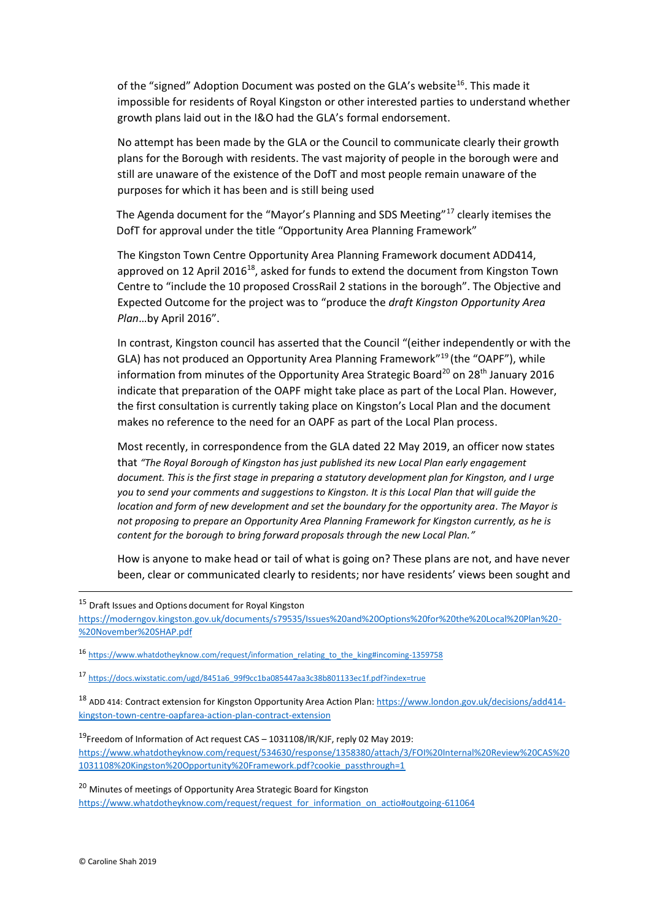of the "signed" Adoption Document was posted on the GLA's website[16]. This made it impossible for residents of Royal Kingston or other interested parties to understand whether growth plans laid out in the I&O had the GLA's formal endorsement.

No attempt has been made by the GLA or the Council to communicate clearly their growth plans for the Borough with residents. The vast majority of people in the borough were and still are unaware of the existence of the DofT and most people remain unaware of the purposes for which it has been and is still being used

The Agenda document for the "Mayor's Planning and SDS Meeting"[17] clearly itemises the DofT for approval under the title "Opportunity Area Planning Framework"

The Kingston Town Centre Opportunity Area Planning Framework document ADD414, approved on 12 April 2016[18], asked for funds to extend the document from Kingston Town Centre to "include the 10 proposed CrossRail 2 stations in the borough". The Objective and Expected Outcome for the project was to "produce the *draft Kingston Opportunity Area Plan*…by April 2016".

In contrast, Kingston council has asserted that the Council "(either independently or with the GLA) has not produced an Opportunity Area Planning Framework"[19] (the "OAPF"), while information from minutes of the Opportunity Area Strategic Board[20] on 28th January 2016 indicate that preparation of the OAPF might take place as part of the Local Plan. However, the first consultation is currently taking place on Kingston's Local Plan and the document makes no reference to the need for an OAPF as part of the Local Plan process.

Most recently, in correspondence from the GLA dated 22 May 2019, an officer now states that *"The Royal Borough of Kingston has just published its new Local Plan early engagement document. This is the first stage in preparing a statutory development plan for Kingston, and I urge you to send your comments and suggestions to Kingston. It is this Local Plan that will guide the location and form of new development and set the boundary for the opportunity area. The Mayor is not proposing to prepare an Opportunity Area Planning Framework for Kingston currently, as he is content for the borough to bring forward proposals through the new Local Plan."*

How is anyone to make head or tail of what is going on? These plans are not, and have never been, clear or communicated clearly to residents; nor have residents' views been sought and

---

[15] Draft Issues and Options document for Royal Kingston https://moderngov.kingston.gov.uk/documents/s79535/Issues%20and%20Options%20for%20the%20Local%20Plan%20-%20November%20SHAP.pdf

[16] https://www.whatdotheyknow.com/request/information_relating_to_the_king#incoming-1359758

[17] https://docs.wixstatic.com/ugd/8451a6_99f9cc1ba085447aa3c38b801133ec1f.pdf?index=true

[18] ADD 414: Contract extension for Kingston Opportunity Area Action Plan: https://www.london.gov.uk/decisions/add414-kingston-town-centre-oapfarea-action-plan-contract-extension

[19] Freedom of Information of Act request CAS – 1031108/IR/KJF, reply 02 May 2019: https://www.whatdotheyknow.com/request/534630/response/1358380/attach/3/FOI%20Internal%20Review%20CAS%201031108%20Kingston%20Opportunity%20Framework.pdf?cookie_passthrough=1

[20] Minutes of meetings of Opportunity Area Strategic Board for Kingston https://www.whatdotheyknow.com/request/request_for_information_on_actio#outgoing-611064

© Caroline Shah 2019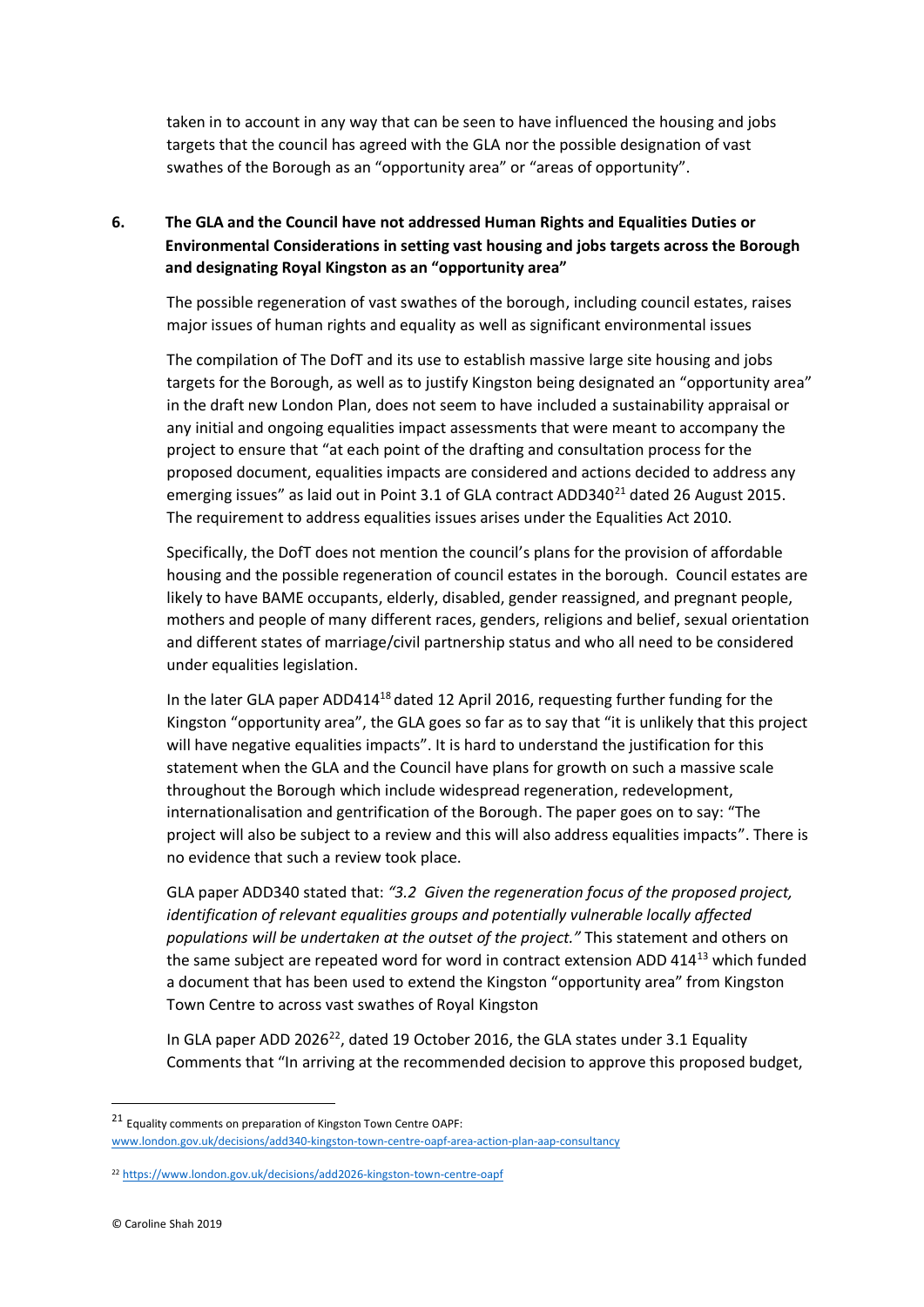taken in to account in any way that can be seen to have influenced the housing and jobs targets that the council has agreed with the GLA nor the possible designation of vast swathes of the Borough as an "opportunity area" or "areas of opportunity".

**6. The GLA and the Council have not addressed Human Rights and Equalities Duties or Environmental Considerations in setting vast housing and jobs targets across the Borough and designating Royal Kingston as an "opportunity area"**

The possible regeneration of vast swathes of the borough, including council estates, raises major issues of human rights and equality as well as significant environmental issues

The compilation of The DofT and its use to establish massive large site housing and jobs targets for the Borough, as well as to justify Kingston being designated an "opportunity area" in the draft new London Plan, does not seem to have included a sustainability appraisal or any initial and ongoing equalities impact assessments that were meant to accompany the project to ensure that "at each point of the drafting and consultation process for the proposed document, equalities impacts are considered and actions decided to address any emerging issues" as laid out in Point 3.1 of GLA contract ADD340[21] dated 26 August 2015. The requirement to address equalities issues arises under the Equalities Act 2010.

Specifically, the DofT does not mention the council's plans for the provision of affordable housing and the possible regeneration of council estates in the borough. Council estates are likely to have BAME occupants, elderly, disabled, gender reassigned, and pregnant people, mothers and people of many different races, genders, religions and belief, sexual orientation and different states of marriage/civil partnership status and who all need to be considered under equalities legislation.

In the later GLA paper ADD414[18] dated 12 April 2016, requesting further funding for the Kingston "opportunity area", the GLA goes so far as to say that "it is unlikely that this project will have negative equalities impacts". It is hard to understand the justification for this statement when the GLA and the Council have plans for growth on such a massive scale throughout the Borough which include widespread regeneration, redevelopment, internationalisation and gentrification of the Borough. The paper goes on to say: "The project will also be subject to a review and this will also address equalities impacts". There is no evidence that such a review took place.

GLA paper ADD340 stated that: *"3.2 Given the regeneration focus of the proposed project, identification of relevant equalities groups and potentially vulnerable locally affected populations will be undertaken at the outset of the project."* This statement and others on the same subject are repeated word for word in contract extension ADD 414[13] which funded a document that has been used to extend the Kingston "opportunity area" from Kingston Town Centre to across vast swathes of Royal Kingston

In GLA paper ADD 2026[22], dated 19 October 2016, the GLA states under 3.1 Equality Comments that "In arriving at the recommended decision to approve this proposed budget,

---

[21] Equality comments on preparation of Kingston Town Centre OAPF: www.london.gov.uk/decisions/add340-kingston-town-centre-oapf-area-action-plan-aap-consultancy

[22] https://www.london.gov.uk/decisions/add2026-kingston-town-centre-oapf

© Caroline Shah 2019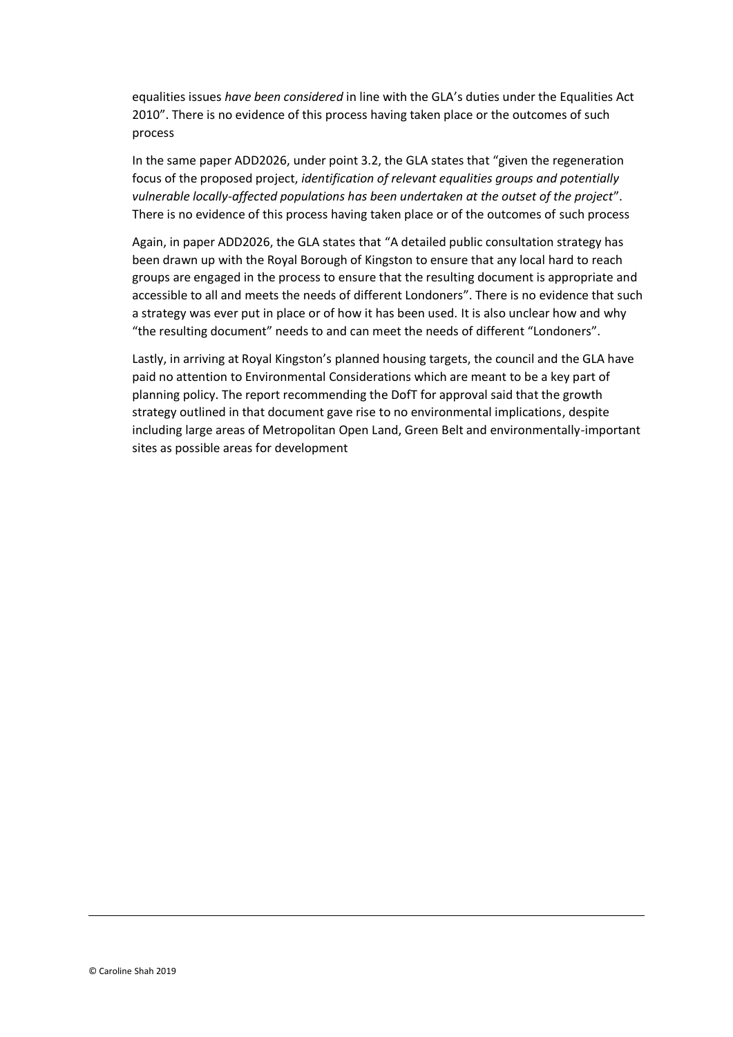equalities issues *have been considered* in line with the GLA's duties under the Equalities Act 2010". There is no evidence of this process having taken place or the outcomes of such process

In the same paper ADD2026, under point 3.2, the GLA states that "given the regeneration focus of the proposed project, *identification of relevant equalities groups and potentially vulnerable locally-affected populations has been undertaken at the outset of the project*". There is no evidence of this process having taken place or of the outcomes of such process

Again, in paper ADD2026, the GLA states that "A detailed public consultation strategy has been drawn up with the Royal Borough of Kingston to ensure that any local hard to reach groups are engaged in the process to ensure that the resulting document is appropriate and accessible to all and meets the needs of different Londoners". There is no evidence that such a strategy was ever put in place or of how it has been used. It is also unclear how and why "the resulting document" needs to and can meet the needs of different "Londoners".

Lastly, in arriving at Royal Kingston's planned housing targets, the council and the GLA have paid no attention to Environmental Considerations which are meant to be a key part of planning policy. The report recommending the DofT for approval said that the growth strategy outlined in that document gave rise to no environmental implications, despite including large areas of Metropolitan Open Land, Green Belt and environmentally-important sites as possible areas for development

© Caroline Shah 2019